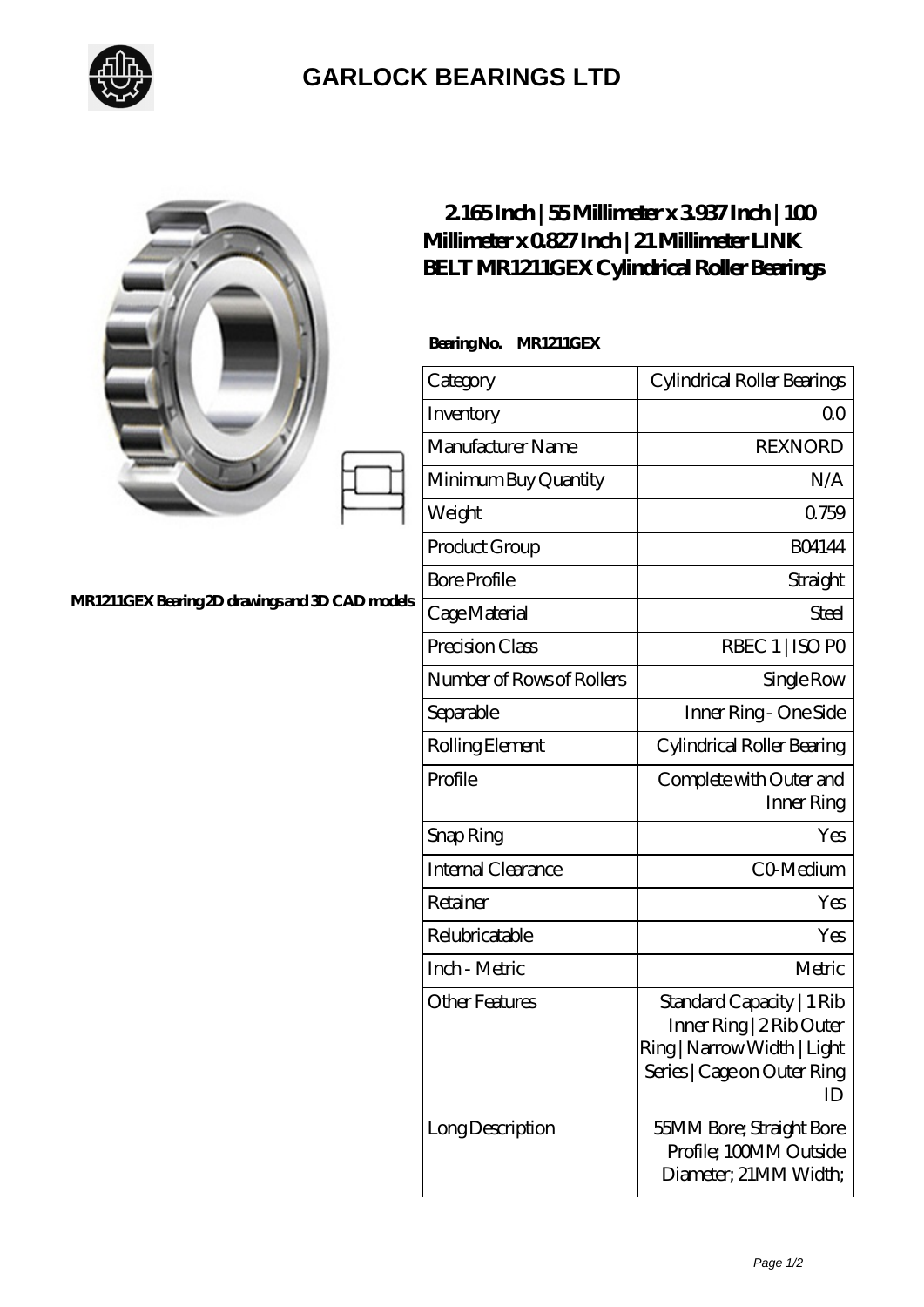# GARLOCK BEARINGS LTD

MR1211GEX Bearing 2D drawings and 3D CAD models

## 2.165 Inch | 55 Millimeter x 3.937 Inch | 100 Millimeter x 0.827 Inch | 21 Millimeter LINK BELT MR1211GEX Cylindrical Roller Bearings

**Bearing No. MR1211GEX**

| Category | Cylindrical Roller Bearings |
|---|---|
| Inventory | 0.0 |
| Manufacturer Name | REXNORD |
| Minimum Buy Quantity | N/A |
| Weight | 0.759 |
| Product Group | B04144 |
| Bore Profile | Straight |
| Cage Material | Steel |
| Precision Class | RBEC 1 \| ISO P0 |
| Number of Rows of Rollers | Single Row |
| Separable | Inner Ring - One Side |
| Rolling Element | Cylindrical Roller Bearing |
| Profile | Complete with Outer and Inner Ring |
| Snap Ring | Yes |
| Internal Clearance | C0-Medium |
| Retainer | Yes |
| Relubricatable | Yes |
| Inch - Metric | Metric |
| Other Features | Standard Capacity \| 1 Rib Inner Ring \| 2 Rib Outer Ring \| Narrow Width \| Light Series \| Cage on Outer Ring ID |
| Long Description | 55MM Bore; Straight Bore Profile; 100MM Outside Diameter; 21MM Width; |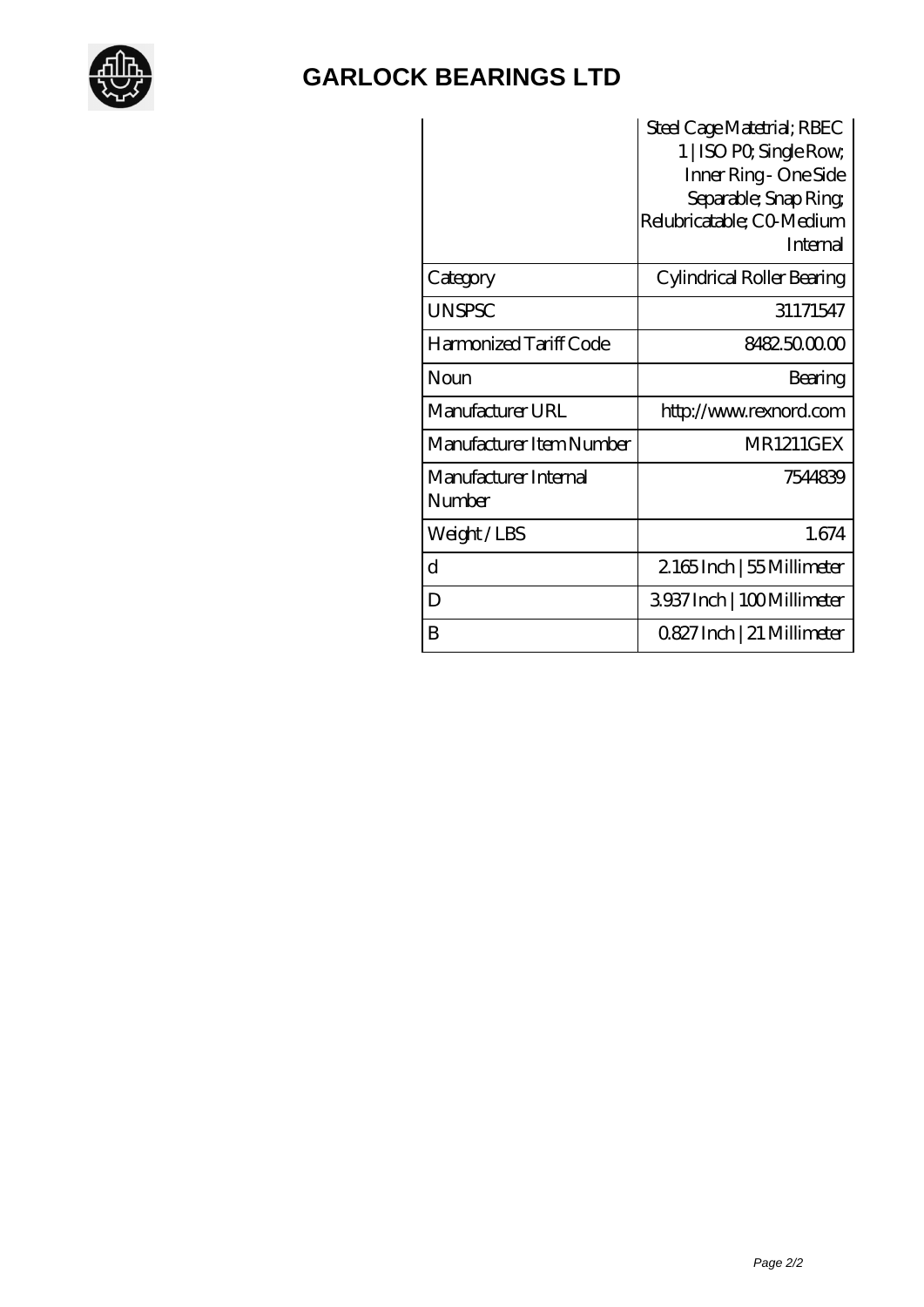# GARLOCK BEARINGS LTD

| | |
|---|---|
| | Steel Cage Matetrial; RBEC 1 \| ISO P0; Single Row; Inner Ring - One Side Separable; Snap Ring; Relubricatable; C0-Medium Internal |
| Category | Cylindrical Roller Bearing |
| UNSPSC | 31171547 |
| Harmonized Tariff Code | 8482.50.00.00 |
| Noun | Bearing |
| Manufacturer URL | http://www.rexnord.com |
| Manufacturer Item Number | MR1211GEX |
| Manufacturer Internal Number | 7544839 |
| Weight / LBS | 1.674 |
| d | 2.165 Inch \| 55 Millimeter |
| D | 3.937 Inch \| 100 Millimeter |
| B | 0.827 Inch \| 21 Millimeter |